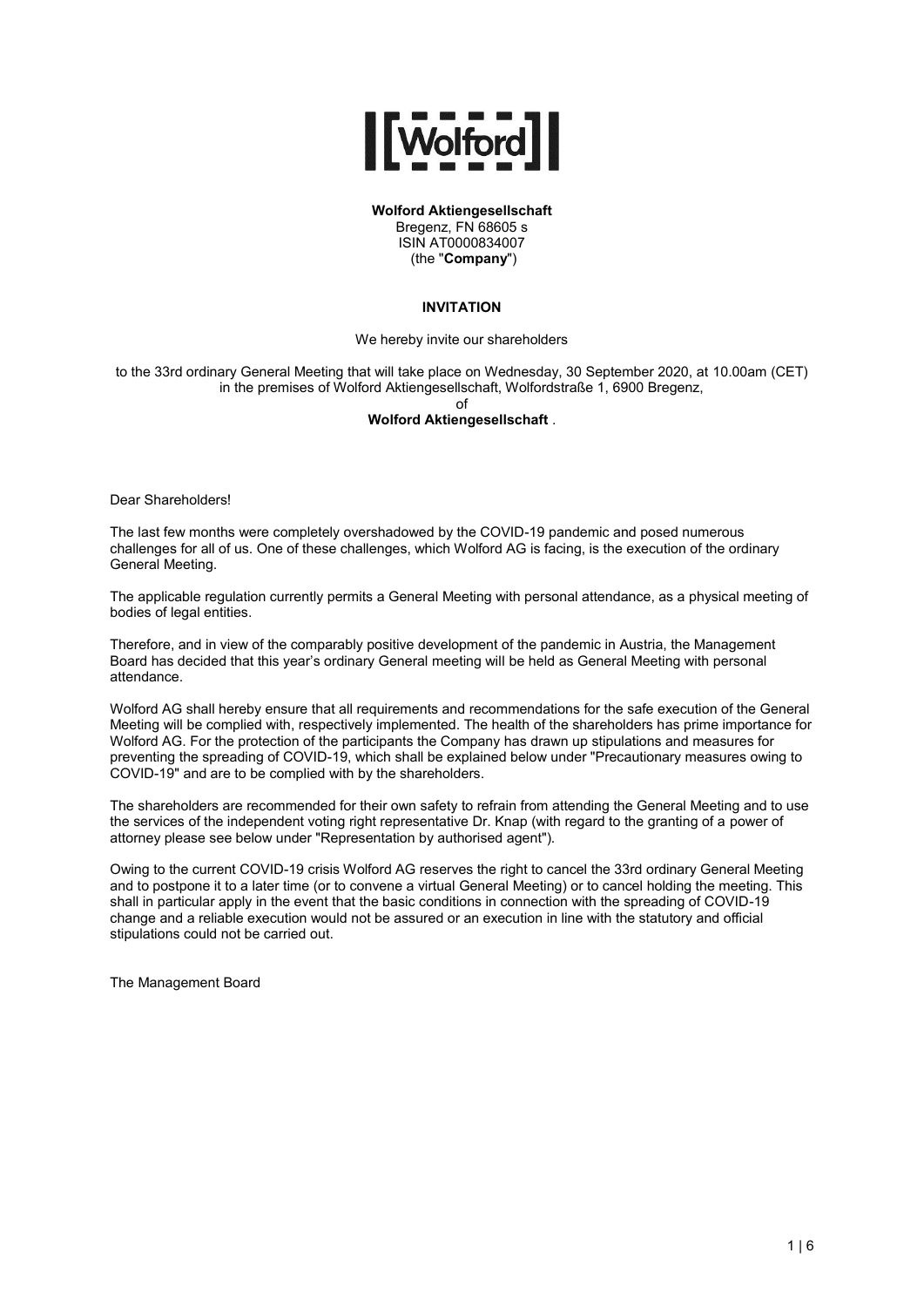**Wolford Aktiengesellschaft**
Bregenz, FN 68605 s
ISIN AT0000834007
(the "**Company**")

# INVITATION

We hereby invite our shareholders

to the 33rd ordinary General Meeting that will take place on Wednesday, 30 September 2020, at 10.00am (CET) in the premises of Wolford Aktiengesellschaft, Wolfordstraße 1, 6900 Bregenz,
of
**Wolford Aktiengesellschaft** .

Dear Shareholders!

The last few months were completely overshadowed by the COVID-19 pandemic and posed numerous challenges for all of us. One of these challenges, which Wolford AG is facing, is the execution of the ordinary General Meeting.

The applicable regulation currently permits a General Meeting with personal attendance, as a physical meeting of bodies of legal entities.

Therefore, and in view of the comparably positive development of the pandemic in Austria, the Management Board has decided that this year's ordinary General meeting will be held as General Meeting with personal attendance.

Wolford AG shall hereby ensure that all requirements and recommendations for the safe execution of the General Meeting will be complied with, respectively implemented. The health of the shareholders has prime importance for Wolford AG. For the protection of the participants the Company has drawn up stipulations and measures for preventing the spreading of COVID-19, which shall be explained below under "Precautionary measures owing to COVID-19" and are to be complied with by the shareholders.

The shareholders are recommended for their own safety to refrain from attending the General Meeting and to use the services of the independent voting right representative Dr. Knap (with regard to the granting of a power of attorney please see below under "Representation by authorised agent").

Owing to the current COVID-19 crisis Wolford AG reserves the right to cancel the 33rd ordinary General Meeting and to postpone it to a later time (or to convene a virtual General Meeting) or to cancel holding the meeting. This shall in particular apply in the event that the basic conditions in connection with the spreading of COVID-19 change and a reliable execution would not be assured or an execution in line with the statutory and official stipulations could not be carried out.

The Management Board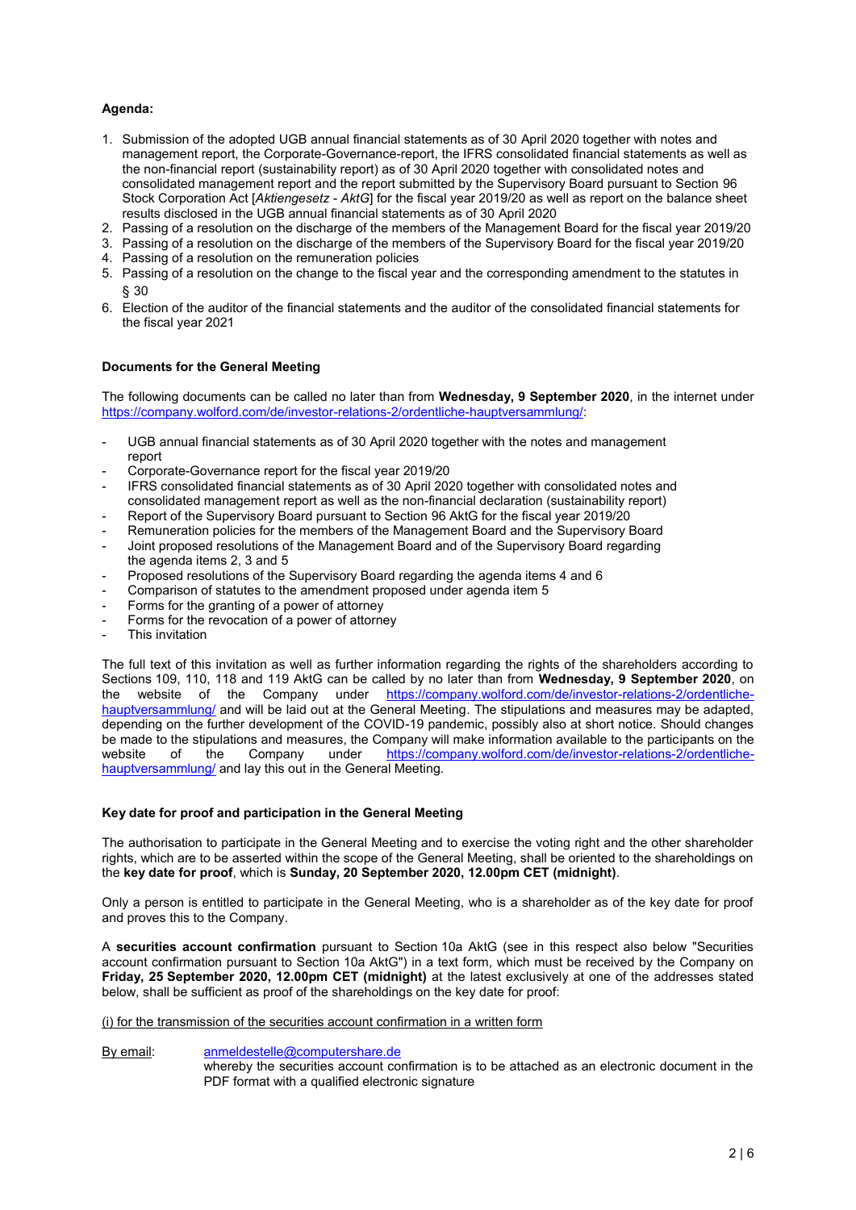**Agenda:**

1. Submission of the adopted UGB annual financial statements as of 30 April 2020 together with notes and management report, the Corporate-Governance-report, the IFRS consolidated financial statements as well as the non-financial report (sustainability report) as of 30 April 2020 together with consolidated notes and consolidated management report and the report submitted by the Supervisory Board pursuant to Section 96 Stock Corporation Act [*Aktiengesetz - AktG*] for the fiscal year 2019/20 as well as report on the balance sheet results disclosed in the UGB annual financial statements as of 30 April 2020
2. Passing of a resolution on the discharge of the members of the Management Board for the fiscal year 2019/20
3. Passing of a resolution on the discharge of the members of the Supervisory Board for the fiscal year 2019/20
4. Passing of a resolution on the remuneration policies
5. Passing of a resolution on the change to the fiscal year and the corresponding amendment to the statutes in § 30
6. Election of the auditor of the financial statements and the auditor of the consolidated financial statements for the fiscal year 2021

**Documents for the General Meeting**

The following documents can be called no later than from **Wednesday, 9 September 2020**, in the internet under https://company.wolford.com/de/investor-relations-2/ordentliche-hauptversammlung/:

- UGB annual financial statements as of 30 April 2020 together with the notes and management report
- Corporate-Governance report for the fiscal year 2019/20
- IFRS consolidated financial statements as of 30 April 2020 together with consolidated notes and consolidated management report as well as the non-financial declaration (sustainability report)
- Report of the Supervisory Board pursuant to Section 96 AktG for the fiscal year 2019/20
- Remuneration policies for the members of the Management Board and the Supervisory Board
- Joint proposed resolutions of the Management Board and of the Supervisory Board regarding the agenda items 2, 3 and 5
- Proposed resolutions of the Supervisory Board regarding the agenda items 4 and 6
- Comparison of statutes to the amendment proposed under agenda item 5
- Forms for the granting of a power of attorney
- Forms for the revocation of a power of attorney
- This invitation

The full text of this invitation as well as further information regarding the rights of the shareholders according to Sections 109, 110, 118 and 119 AktG can be called by no later than from **Wednesday, 9 September 2020**, on the website of the Company under https://company.wolford.com/de/investor-relations-2/ordentliche-hauptversammlung/ and will be laid out at the General Meeting. The stipulations and measures may be adapted, depending on the further development of the COVID-19 pandemic, possibly also at short notice. Should changes be made to the stipulations and measures, the Company will make information available to the participants on the website of the Company under https://company.wolford.com/de/investor-relations-2/ordentliche-hauptversammlung/ and lay this out in the General Meeting.

**Key date for proof and participation in the General Meeting**

The authorisation to participate in the General Meeting and to exercise the voting right and the other shareholder rights, which are to be asserted within the scope of the General Meeting, shall be oriented to the shareholdings on the **key date for proof**, which is **Sunday, 20 September 2020, 12.00pm CET (midnight)**.

Only a person is entitled to participate in the General Meeting, who is a shareholder as of the key date for proof and proves this to the Company.

A **securities account confirmation** pursuant to Section 10a AktG (see in this respect also below "Securities account confirmation pursuant to Section 10a AktG") in a text form, which must be received by the Company on **Friday, 25 September 2020, 12.00pm CET (midnight)** at the latest exclusively at one of the addresses stated below, shall be sufficient as proof of the shareholdings on the key date for proof:

(i) for the transmission of the securities account confirmation in a written form

By email: anmeldestelle@computershare.de
whereby the securities account confirmation is to be attached as an electronic document in the PDF format with a qualified electronic signature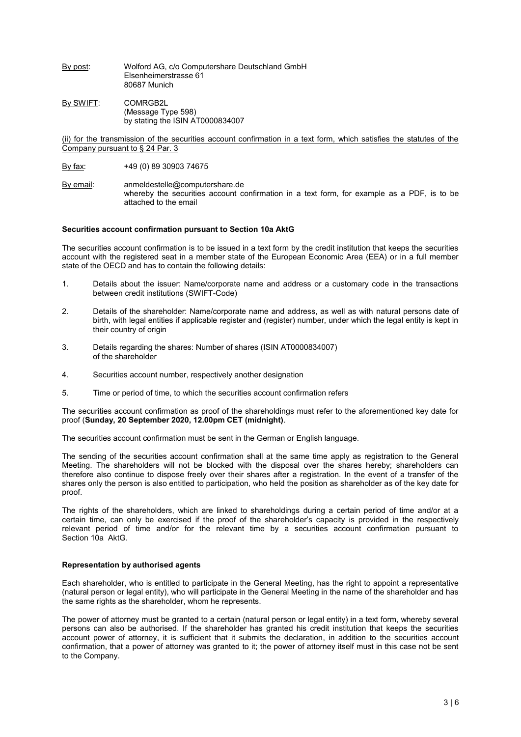By post: Wolford AG, c/o Computershare Deutschland GmbH
Elsenheimerstrasse 61
80687 Munich

By SWIFT: COMRGB2L
(Message Type 598)
by stating the ISIN AT0000834007

(ii) for the transmission of the securities account confirmation in a text form, which satisfies the statutes of the Company pursuant to § 24 Par. 3

By fax: +49 (0) 89 30903 74675

By email: anmeldestelle@computershare.de
whereby the securities account confirmation in a text form, for example as a PDF, is to be attached to the email

**Securities account confirmation pursuant to Section 10a AktG**

The securities account confirmation is to be issued in a text form by the credit institution that keeps the securities account with the registered seat in a member state of the European Economic Area (EEA) or in a full member state of the OECD and has to contain the following details:

1. Details about the issuer: Name/corporate name and address or a customary code in the transactions between credit institutions (SWIFT-Code)
2. Details of the shareholder: Name/corporate name and address, as well as with natural persons date of birth, with legal entities if applicable register and (register) number, under which the legal entity is kept in their country of origin
3. Details regarding the shares: Number of shares (ISIN AT0000834007) of the shareholder
4. Securities account number, respectively another designation
5. Time or period of time, to which the securities account confirmation refers

The securities account confirmation as proof of the shareholdings must refer to the aforementioned key date for proof (**Sunday, 20 September 2020, 12.00pm CET (midnight)**.

The securities account confirmation must be sent in the German or English language.

The sending of the securities account confirmation shall at the same time apply as registration to the General Meeting. The shareholders will not be blocked with the disposal over the shares hereby; shareholders can therefore also continue to dispose freely over their shares after a registration. In the event of a transfer of the shares only the person is also entitled to participation, who held the position as shareholder as of the key date for proof.

The rights of the shareholders, which are linked to shareholdings during a certain period of time and/or at a certain time, can only be exercised if the proof of the shareholder's capacity is provided in the respectively relevant period of time and/or for the relevant time by a securities account confirmation pursuant to Section 10a AktG.

**Representation by authorised agents**

Each shareholder, who is entitled to participate in the General Meeting, has the right to appoint a representative (natural person or legal entity), who will participate in the General Meeting in the name of the shareholder and has the same rights as the shareholder, whom he represents.

The power of attorney must be granted to a certain (natural person or legal entity) in a text form, whereby several persons can also be authorised. If the shareholder has granted his credit institution that keeps the securities account power of attorney, it is sufficient that it submits the declaration, in addition to the securities account confirmation, that a power of attorney was granted to it; the power of attorney itself must in this case not be sent to the Company.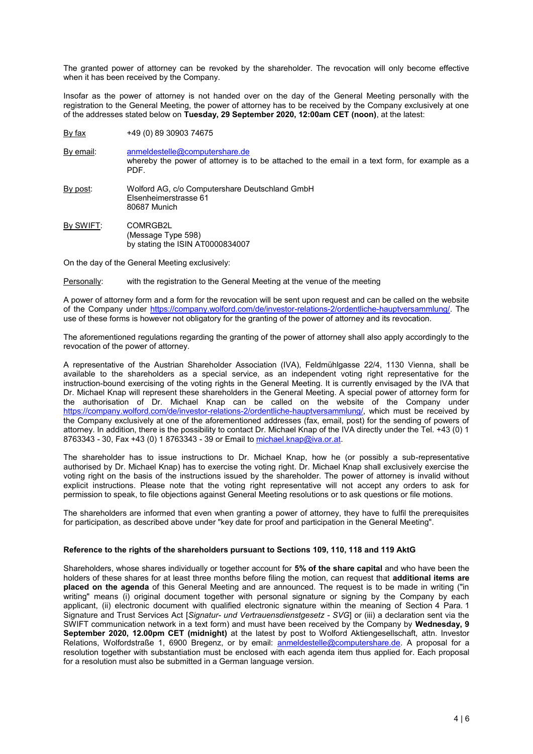The granted power of attorney can be revoked by the shareholder. The revocation will only become effective when it has been received by the Company.

Insofar as the power of attorney is not handed over on the day of the General Meeting personally with the registration to the General Meeting, the power of attorney has to be received by the Company exclusively at one of the addresses stated below on **Tuesday, 29 September 2020, 12:00am CET (noon)**, at the latest:

| | |
|---|---|
| By fax | +49 (0) 89 30903 74675 |
| By email: | anmeldestelle@computershare.de<br>whereby the power of attorney is to be attached to the email in a text form, for example as a PDF. |
| By post: | Wolford AG, c/o Computershare Deutschland GmbH<br>Elsenheimerstrasse 61<br>80687 Munich |
| By SWIFT: | COMRGB2L<br>(Message Type 598)<br>by stating the ISIN AT0000834007 |

On the day of the General Meeting exclusively:

| | |
|---|---|
| Personally: | with the registration to the General Meeting at the venue of the meeting |

A power of attorney form and a form for the revocation will be sent upon request and can be called on the website of the Company under https://company.wolford.com/de/investor-relations-2/ordentliche-hauptversammlung/. The use of these forms is however not obligatory for the granting of the power of attorney and its revocation.

The aforementioned regulations regarding the granting of the power of attorney shall also apply accordingly to the revocation of the power of attorney.

A representative of the Austrian Shareholder Association (IVA), Feldmühlgasse 22/4, 1130 Vienna, shall be available to the shareholders as a special service, as an independent voting right representative for the instruction-bound exercising of the voting rights in the General Meeting. It is currently envisaged by the IVA that Dr. Michael Knap will represent these shareholders in the General Meeting. A special power of attorney form for the authorisation of Dr. Michael Knap can be called on the website of the Company under https://company.wolford.com/de/investor-relations-2/ordentliche-hauptversammlung/, which must be received by the Company exclusively at one of the aforementioned addresses (fax, email, post) for the sending of powers of attorney. In addition, there is the possibility to contact Dr. Michael Knap of the IVA directly under the Tel. +43 (0) 1 8763343 - 30, Fax +43 (0) 1 8763343 - 39 or Email to michael.knap@iva.or.at.

The shareholder has to issue instructions to Dr. Michael Knap, how he (or possibly a sub-representative authorised by Dr. Michael Knap) has to exercise the voting right. Dr. Michael Knap shall exclusively exercise the voting right on the basis of the instructions issued by the shareholder. The power of attorney is invalid without explicit instructions. Please note that the voting right representative will not accept any orders to ask for permission to speak, to file objections against General Meeting resolutions or to ask questions or file motions.

The shareholders are informed that even when granting a power of attorney, they have to fulfil the prerequisites for participation, as described above under "key date for proof and participation in the General Meeting".

**Reference to the rights of the shareholders pursuant to Sections 109, 110, 118 and 119 AktG**

Shareholders, whose shares individually or together account for **5% of the share capital** and who have been the holders of these shares for at least three months before filing the motion, can request that **additional items are placed on the agenda** of this General Meeting and are announced. The request is to be made in writing ("in writing" means (i) original document together with personal signature or signing by the Company by each applicant, (ii) electronic document with qualified electronic signature within the meaning of Section 4 Para. 1 Signature and Trust Services Act [*Signatur- und Vertrauensdienstgesetz - SVG*] or (iii) a declaration sent via the SWIFT communication network in a text form) and must have been received by the Company by **Wednesday, 9 September 2020, 12.00pm CET (midnight)** at the latest by post to Wolford Aktiengesellschaft, attn. Investor Relations, Wolfordstraße 1, 6900 Bregenz, or by email: anmeldestelle@computershare.de. A proposal for a resolution together with substantiation must be enclosed with each agenda item thus applied for. Each proposal for a resolution must also be submitted in a German language version.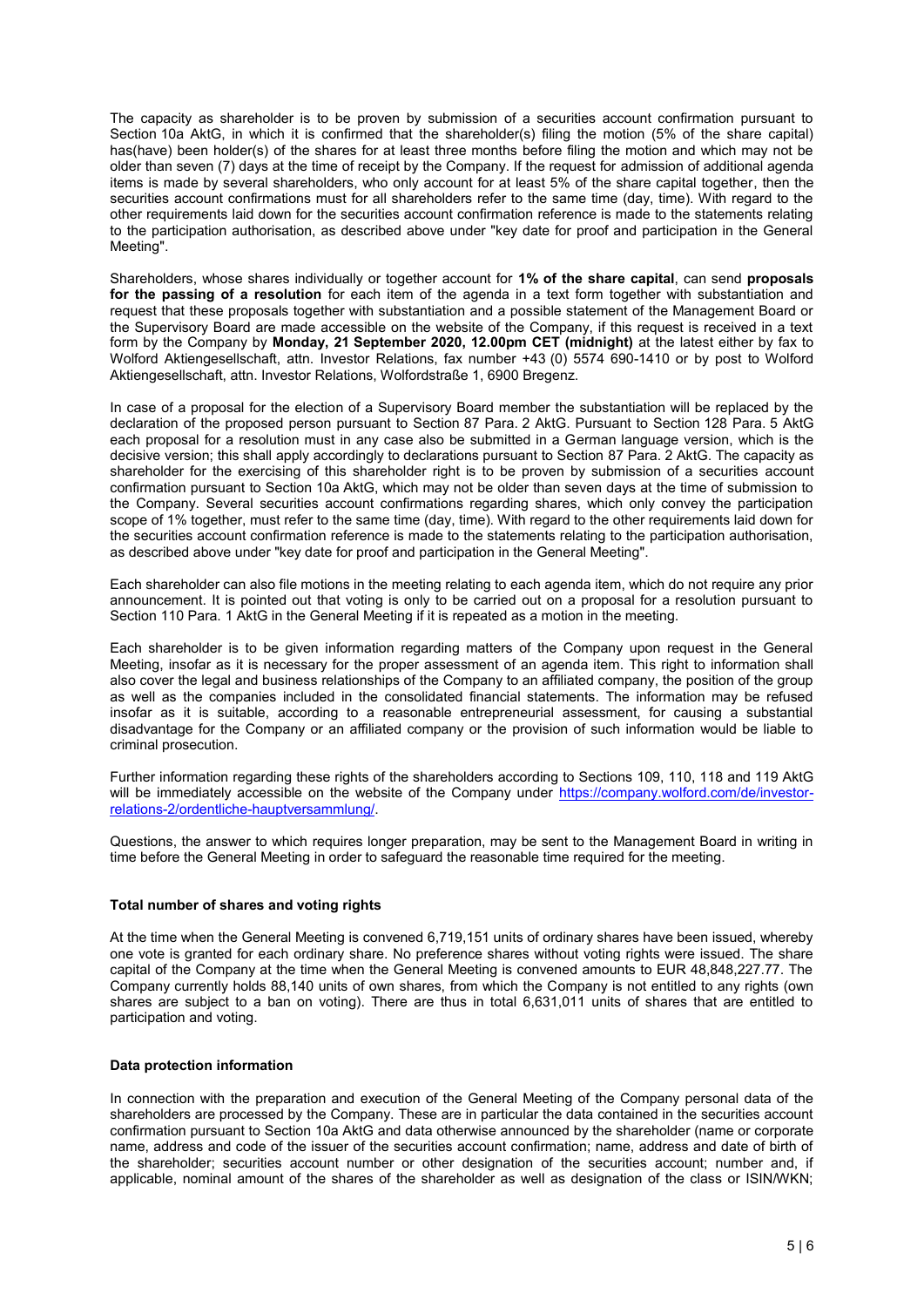The capacity as shareholder is to be proven by submission of a securities account confirmation pursuant to Section 10a AktG, in which it is confirmed that the shareholder(s) filing the motion (5% of the share capital) has(have) been holder(s) of the shares for at least three months before filing the motion and which may not be older than seven (7) days at the time of receipt by the Company. If the request for admission of additional agenda items is made by several shareholders, who only account for at least 5% of the share capital together, then the securities account confirmations must for all shareholders refer to the same time (day, time). With regard to the other requirements laid down for the securities account confirmation reference is made to the statements relating to the participation authorisation, as described above under "key date for proof and participation in the General Meeting".

Shareholders, whose shares individually or together account for **1% of the share capital**, can send **proposals for the passing of a resolution** for each item of the agenda in a text form together with substantiation and request that these proposals together with substantiation and a possible statement of the Management Board or the Supervisory Board are made accessible on the website of the Company, if this request is received in a text form by the Company by **Monday, 21 September 2020, 12.00pm CET (midnight)** at the latest either by fax to Wolford Aktiengesellschaft, attn. Investor Relations, fax number +43 (0) 5574 690-1410 or by post to Wolford Aktiengesellschaft, attn. Investor Relations, Wolfordstraße 1, 6900 Bregenz.

In case of a proposal for the election of a Supervisory Board member the substantiation will be replaced by the declaration of the proposed person pursuant to Section 87 Para. 2 AktG. Pursuant to Section 128 Para. 5 AktG each proposal for a resolution must in any case also be submitted in a German language version, which is the decisive version; this shall apply accordingly to declarations pursuant to Section 87 Para. 2 AktG. The capacity as shareholder for the exercising of this shareholder right is to be proven by submission of a securities account confirmation pursuant to Section 10a AktG, which may not be older than seven days at the time of submission to the Company. Several securities account confirmations regarding shares, which only convey the participation scope of 1% together, must refer to the same time (day, time). With regard to the other requirements laid down for the securities account confirmation reference is made to the statements relating to the participation authorisation, as described above under "key date for proof and participation in the General Meeting".

Each shareholder can also file motions in the meeting relating to each agenda item, which do not require any prior announcement. It is pointed out that voting is only to be carried out on a proposal for a resolution pursuant to Section 110 Para. 1 AktG in the General Meeting if it is repeated as a motion in the meeting.

Each shareholder is to be given information regarding matters of the Company upon request in the General Meeting, insofar as it is necessary for the proper assessment of an agenda item. This right to information shall also cover the legal and business relationships of the Company to an affiliated company, the position of the group as well as the companies included in the consolidated financial statements. The information may be refused insofar as it is suitable, according to a reasonable entrepreneurial assessment, for causing a substantial disadvantage for the Company or an affiliated company or the provision of such information would be liable to criminal prosecution.

Further information regarding these rights of the shareholders according to Sections 109, 110, 118 and 119 AktG will be immediately accessible on the website of the Company under https://company.wolford.com/de/investor-relations-2/ordentliche-hauptversammlung/.

Questions, the answer to which requires longer preparation, may be sent to the Management Board in writing in time before the General Meeting in order to safeguard the reasonable time required for the meeting.

**Total number of shares and voting rights**

At the time when the General Meeting is convened 6,719,151 units of ordinary shares have been issued, whereby one vote is granted for each ordinary share. No preference shares without voting rights were issued. The share capital of the Company at the time when the General Meeting is convened amounts to EUR 48,848,227.77. The Company currently holds 88,140 units of own shares, from which the Company is not entitled to any rights (own shares are subject to a ban on voting). There are thus in total 6,631,011 units of shares that are entitled to participation and voting.

**Data protection information**

In connection with the preparation and execution of the General Meeting of the Company personal data of the shareholders are processed by the Company. These are in particular the data contained in the securities account confirmation pursuant to Section 10a AktG and data otherwise announced by the shareholder (name or corporate name, address and code of the issuer of the securities account confirmation; name, address and date of birth of the shareholder; securities account number or other designation of the securities account; number and, if applicable, nominal amount of the shares of the shareholder as well as designation of the class or ISIN/WKN;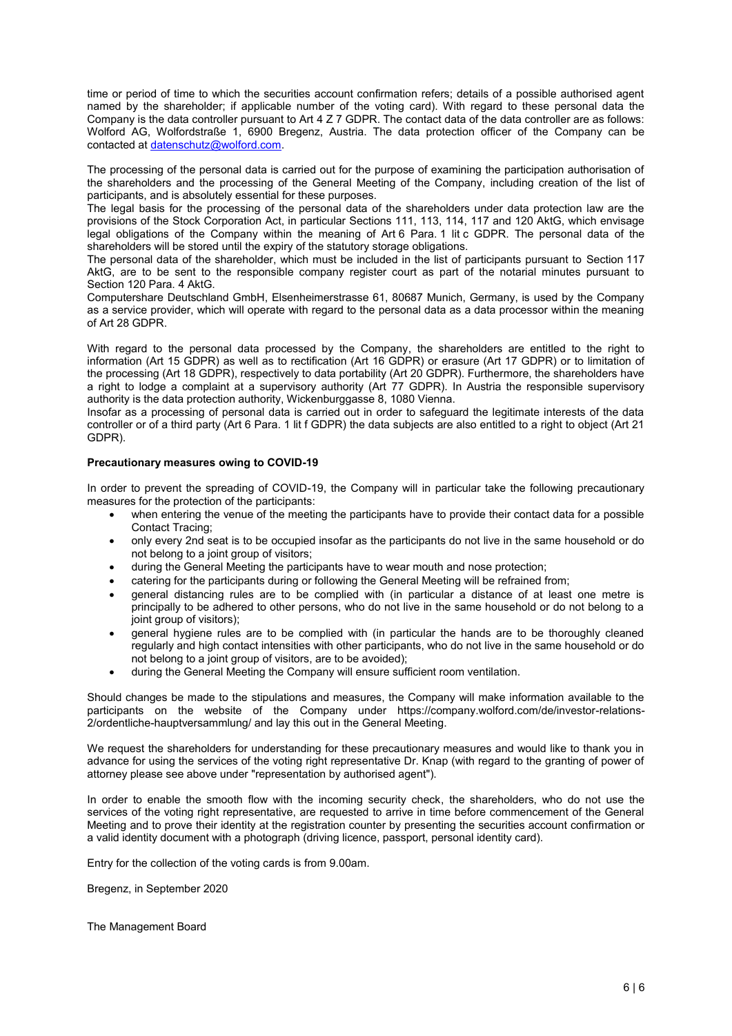time or period of time to which the securities account confirmation refers; details of a possible authorised agent named by the shareholder; if applicable number of the voting card). With regard to these personal data the Company is the data controller pursuant to Art 4 Z 7 GDPR. The contact data of the data controller are as follows: Wolford AG, Wolfordstraße 1, 6900 Bregenz, Austria. The data protection officer of the Company can be contacted at datenschutz@wolford.com.

The processing of the personal data is carried out for the purpose of examining the participation authorisation of the shareholders and the processing of the General Meeting of the Company, including creation of the list of participants, and is absolutely essential for these purposes.
The legal basis for the processing of the personal data of the shareholders under data protection law are the provisions of the Stock Corporation Act, in particular Sections 111, 113, 114, 117 and 120 AktG, which envisage legal obligations of the Company within the meaning of Art 6 Para. 1 lit c GDPR. The personal data of the shareholders will be stored until the expiry of the statutory storage obligations.
The personal data of the shareholder, which must be included in the list of participants pursuant to Section 117 AktG, are to be sent to the responsible company register court as part of the notarial minutes pursuant to Section 120 Para. 4 AktG.
Computershare Deutschland GmbH, Elsenheimerstrasse 61, 80687 Munich, Germany, is used by the Company as a service provider, which will operate with regard to the personal data as a data processor within the meaning of Art 28 GDPR.

With regard to the personal data processed by the Company, the shareholders are entitled to the right to information (Art 15 GDPR) as well as to rectification (Art 16 GDPR) or erasure (Art 17 GDPR) or to limitation of the processing (Art 18 GDPR), respectively to data portability (Art 20 GDPR). Furthermore, the shareholders have a right to lodge a complaint at a supervisory authority (Art 77 GDPR). In Austria the responsible supervisory authority is the data protection authority, Wickenburggasse 8, 1080 Vienna.
Insofar as a processing of personal data is carried out in order to safeguard the legitimate interests of the data controller or of a third party (Art 6 Para. 1 lit f GDPR) the data subjects are also entitled to a right to object (Art 21 GDPR).

**Precautionary measures owing to COVID-19**

In order to prevent the spreading of COVID-19, the Company will in particular take the following precautionary measures for the protection of the participants:

- when entering the venue of the meeting the participants have to provide their contact data for a possible Contact Tracing;
- only every 2nd seat is to be occupied insofar as the participants do not live in the same household or do not belong to a joint group of visitors;
- during the General Meeting the participants have to wear mouth and nose protection;
- catering for the participants during or following the General Meeting will be refrained from;
- general distancing rules are to be complied with (in particular a distance of at least one metre is principally to be adhered to other persons, who do not live in the same household or do not belong to a joint group of visitors);
- general hygiene rules are to be complied with (in particular the hands are to be thoroughly cleaned regularly and high contact intensities with other participants, who do not live in the same household or do not belong to a joint group of visitors, are to be avoided);
- during the General Meeting the Company will ensure sufficient room ventilation.

Should changes be made to the stipulations and measures, the Company will make information available to the participants on the website of the Company under https://company.wolford.com/de/investor-relations-2/ordentliche-hauptversammlung/ and lay this out in the General Meeting.

We request the shareholders for understanding for these precautionary measures and would like to thank you in advance for using the services of the voting right representative Dr. Knap (with regard to the granting of power of attorney please see above under "representation by authorised agent").

In order to enable the smooth flow with the incoming security check, the shareholders, who do not use the services of the voting right representative, are requested to arrive in time before commencement of the General Meeting and to prove their identity at the registration counter by presenting the securities account confirmation or a valid identity document with a photograph (driving licence, passport, personal identity card).

Entry for the collection of the voting cards is from 9.00am.

Bregenz, in September 2020

The Management Board